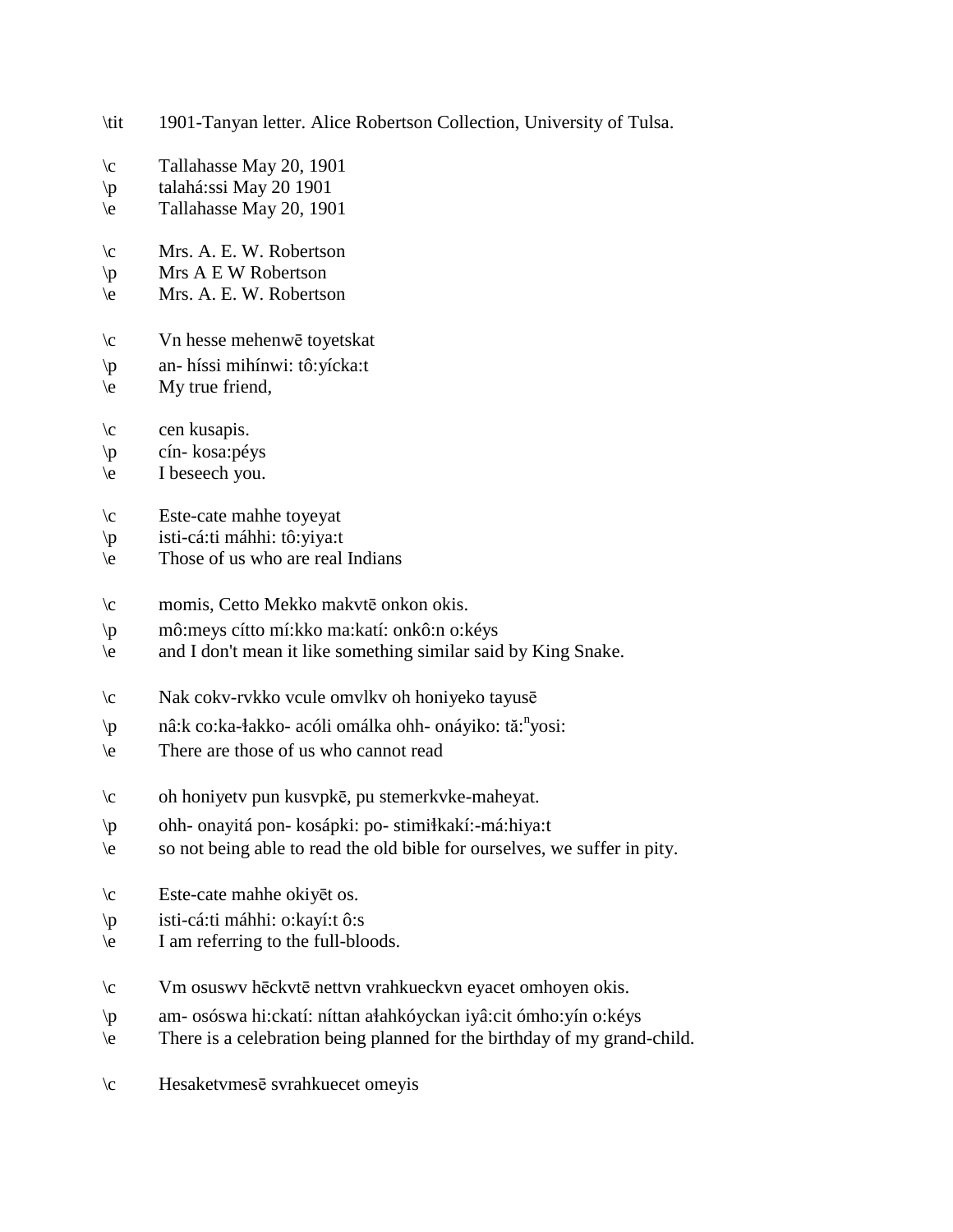\tit 1901-Tanyan letter. Alice Robertson Collection, University of Tulsa.

\c Tallahasse May 20, 1901
\p talahá:ssi May 20 1901
\e Tallahasse May 20, 1901

\c Mrs. A. E. W. Robertson
\p Mrs A E W Robertson
\e Mrs. A. E. W. Robertson

\c Vn hesse mehenwē toyetskat
\p an- híssi mihínwi: tô:yícka:t
\e My true friend,

\c cen kusapis.
\p cín- kosa:péys
\e I beseech you.

\c Este-cate mahhe toyeyat
\p isti-cá:ti máhhi: tô:yiya:t
\e Those of us who are real Indians

\c momis, Cetto Mekko makvtē onkon okis.
\p mô:meys cítto mí:kko ma:katí: onkô:n o:kéys
\e and I don't mean it like something similar said by King Snake.

\c Nak cokv-rvkko vcule omvlkv oh honiyeko tayusē
\p nâ:k co:ka-łakko- acóli omálka ohh- onáyiko: tă:$^{n}$yosi:
\e There are those of us who cannot read

\c oh honiyetv pun kusvpkē, pu stemerkvke-maheyat.
\p ohh- onayitá pon- kosápki: po- stimiłkakí:-má:hiya:t
\e so not being able to read the old bible for ourselves, we suffer in pity.

\c Este-cate mahhe okiyēt os.
\p isti-cá:ti máhhi: o:kayí:t ô:s
\e I am referring to the full-bloods.

\c Vm osuswv hēckvtē nettvn vrahkueckvn eyacet omhoyen okis.
\p am- osóswa hi:ckatí: níttan ałahkóyckan iyâ:cit ómho:yín o:kéys
\e There is a celebration being planned for the birthday of my grand-child.

\c Hesaketvmesē svrahkuecet omeyis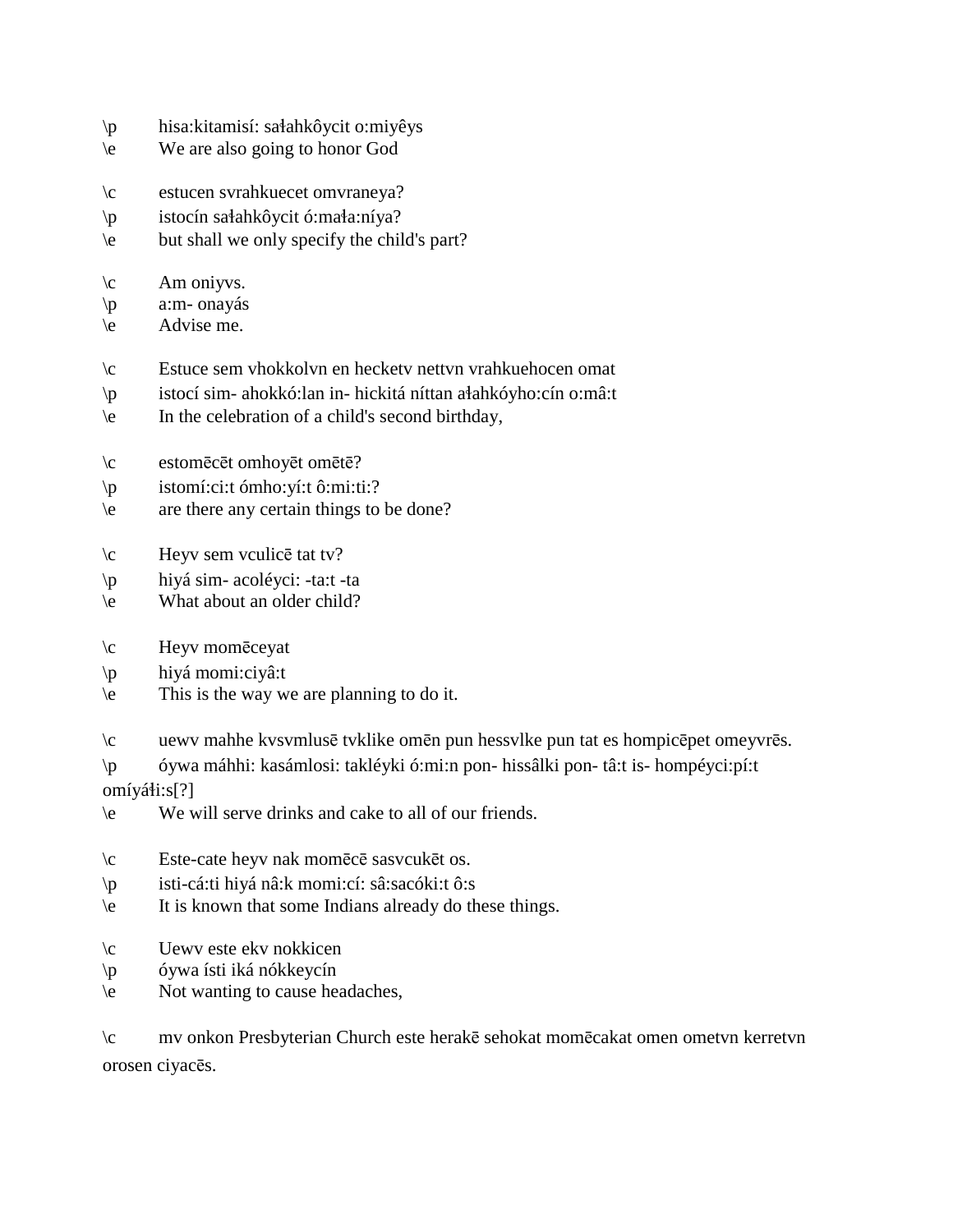\p hisa:kitamisí: sałahkôycit o:miyêys
\e We are also going to honor God

\c estucen svrahkuecet omvraneya?
\p istocín sałahkôycit ó:mała:níya?
\e but shall we only specify the child's part?

\c Am oniyvs.
\p a:m- onayás
\e Advise me.

\c Estuce sem vhokkolvn en hecketv nettvn vrahkuehocen omat
\p istocí sim- ahokkó:lan in- hickitá níttan ałahkóyho:cín o:mâ:t
\e In the celebration of a child's second birthday,

\c estomēcēt omhoyēt omētē?
\p istomí:ci:t ómho:yí:t ô:mi:ti:?
\e are there any certain things to be done?

\c Heyv sem vculicē tat tv?
\p hiyá sim- acoléyci: -ta:t -ta
\e What about an older child?

\c Heyv momēceyat
\p hiyá momi:ciyâ:t
\e This is the way we are planning to do it.

\c uewv mahhe kvsvmlusē tvklike omēn pun hessvlke pun tat es hompicēpet omeyvrēs.
\p óywa máhhi: kasámlosi: takléyki ó:mi:n pon- hissâlki pon- tâ:t is- hompéyci:pí:t omíyáłi:s[?]
\e We will serve drinks and cake to all of our friends.

\c Este-cate heyv nak momēcē sasvcukēt os.
\p isti-cá:ti hiyá nâ:k momi:cí: sâ:sacóki:t ô:s
\e It is known that some Indians already do these things.

\c Uewv este ekv nokkicen
\p óywa ísti iká nókkeycín
\e Not wanting to cause headaches,

\c mv onkon Presbyterian Church este herakē sehokat momēcakat omen ometvn kerretvn orosen ciyacēs.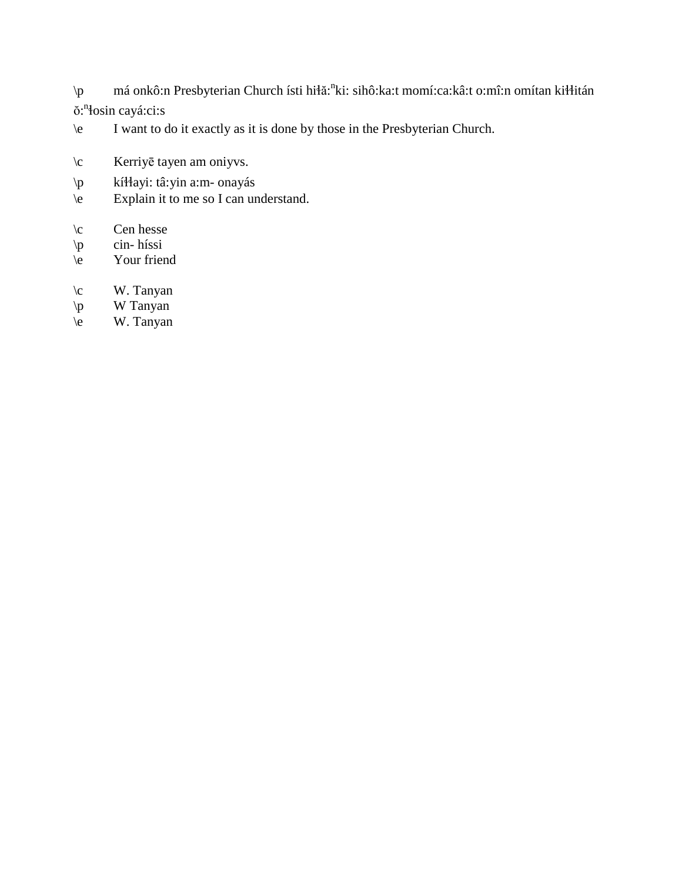\p má onkô:n Presbyterian Church ísti hiłă:$^{n}$ki: sihô:ka:t momí:ca:kâ:t o:mî:n omítan kiłłitán ŏ:$^{n}$łosin cayá:ci:s
\e I want to do it exactly as it is done by those in the Presbyterian Church.

\c Kerriyē tayen am oniyvs.
\p kíłłayi: tâ:yin a:m- onayás
\e Explain it to me so I can understand.

\c Cen hesse
\p cin- híssi
\e Your friend

\c W. Tanyan
\p W Tanyan
\e W. Tanyan